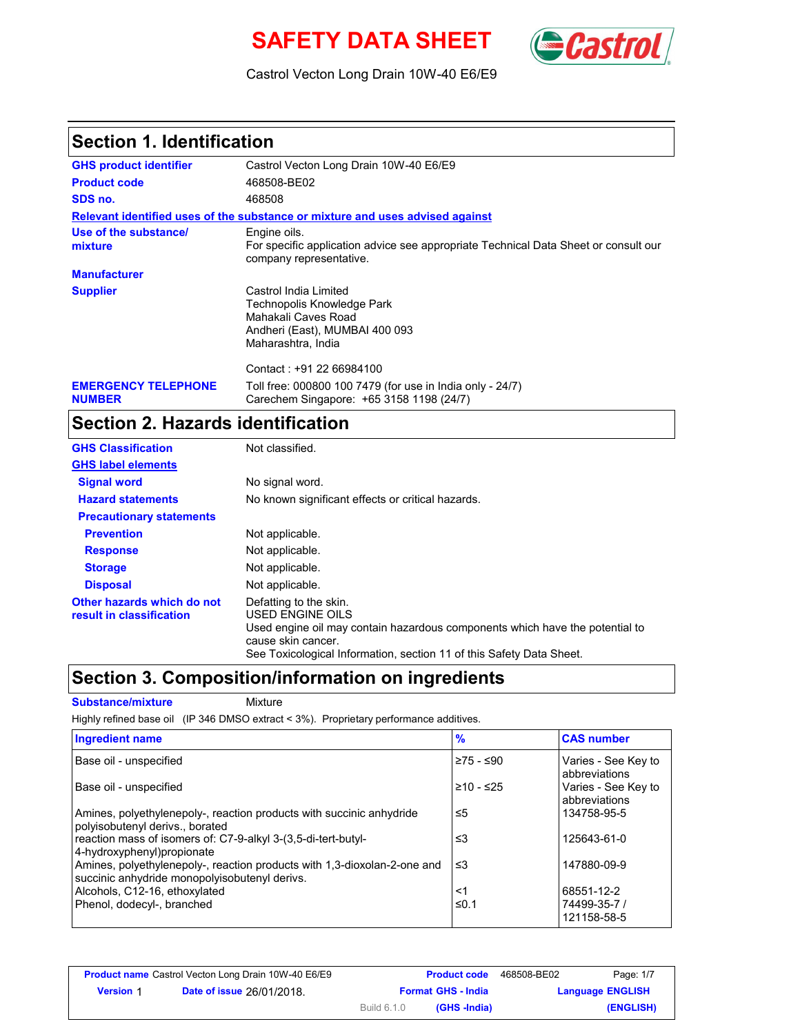# SAFETY DATA SHEET

Castrol Vecton Long Drain 10W-40 E6/E9

## Section 1. Identification

| | |
|---|---|
| **GHS product identifier** | Castrol Vecton Long Drain 10W-40 E6/E9 |
| **Product code** | 468508-BE02 |
| **SDS no.** | 468508 |

**Relevant identified uses of the substance or mixture and uses advised against**

| | |
|---|---|
| **Use of the substance/ mixture** | Engine oils.<br>For specific application advice see appropriate Technical Data Sheet or consult our company representative. |
| **Manufacturer** | |
| **Supplier** | Castrol India Limited<br>Technopolis Knowledge Park<br>Mahakali Caves Road<br>Andheri (East), MUMBAI 400 093<br>Maharashtra, India<br><br>Contact : +91 22 66984100 |
| **EMERGENCY TELEPHONE NUMBER** | Toll free: 000800 100 7479 (for use in India only - 24/7)<br>Carechem Singapore: +65 3158 1198 (24/7) |

## Section 2. Hazards identification

| | |
|---|---|
| **GHS Classification** | Not classified. |
| **GHS label elements** | |
| **Signal word** | No signal word. |
| **Hazard statements** | No known significant effects or critical hazards. |
| **Precautionary statements** | |
| **Prevention** | Not applicable. |
| **Response** | Not applicable. |
| **Storage** | Not applicable. |
| **Disposal** | Not applicable. |
| **Other hazards which do not result in classification** | Defatting to the skin.<br>USED ENGINE OILS<br>Used engine oil may contain hazardous components which have the potential to cause skin cancer.<br>See Toxicological Information, section 11 of this Safety Data Sheet. |

## Section 3. Composition/information on ingredients

**Substance/mixture** Mixture

Highly refined base oil (IP 346 DMSO extract < 3%). Proprietary performance additives.

| Ingredient name | % | CAS number |
|---|---|---|
| Base oil - unspecified | ≥75 - ≤90 | Varies - See Key to abbreviations |
| Base oil - unspecified | ≥10 - ≤25 | Varies - See Key to abbreviations |
| Amines, polyethylenepoly-, reaction products with succinic anhydride polyisobutenyl derivs., borated | ≤5 | 134758-95-5 |
| reaction mass of isomers of: C7-9-alkyl 3-(3,5-di-tert-butyl-4-hydroxyphenyl)propionate | ≤3 | 125643-61-0 |
| Amines, polyethylenepoly-, reaction products with 1,3-dioxolan-2-one and succinic anhydride monopolyisobutenyl derivs. | ≤3 | 147880-09-9 |
| Alcohols, C12-16, ethoxylated | <1 | 68551-12-2 |
| Phenol, dodecyl-, branched | ≤0.1 | 74499-35-7 / 121158-58-5 |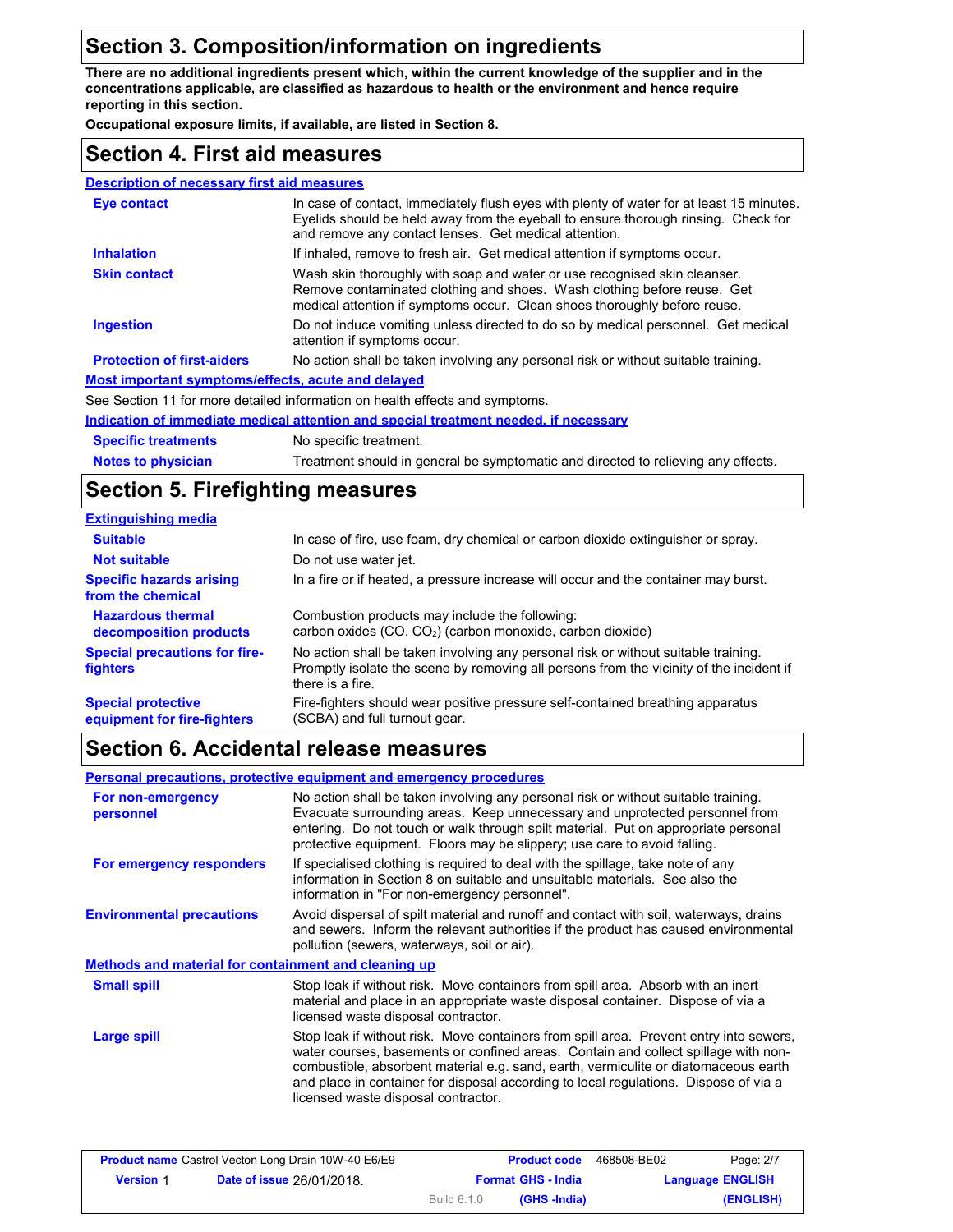## Section 3. Composition/information on ingredients

**There are no additional ingredients present which, within the current knowledge of the supplier and in the concentrations applicable, are classified as hazardous to health or the environment and hence require reporting in this section.**

**Occupational exposure limits, if available, are listed in Section 8.**

## Section 4. First aid measures

**Description of necessary first aid measures**

| | |
|---|---|
| **Eye contact** | In case of contact, immediately flush eyes with plenty of water for at least 15 minutes. Eyelids should be held away from the eyeball to ensure thorough rinsing. Check for and remove any contact lenses. Get medical attention. |
| **Inhalation** | If inhaled, remove to fresh air. Get medical attention if symptoms occur. |
| **Skin contact** | Wash skin thoroughly with soap and water or use recognised skin cleanser. Remove contaminated clothing and shoes. Wash clothing before reuse. Get medical attention if symptoms occur. Clean shoes thoroughly before reuse. |
| **Ingestion** | Do not induce vomiting unless directed to do so by medical personnel. Get medical attention if symptoms occur. |
| **Protection of first-aiders** | No action shall be taken involving any personal risk or without suitable training. |

**Most important symptoms/effects, acute and delayed**

See Section 11 for more detailed information on health effects and symptoms.

**Indication of immediate medical attention and special treatment needed, if necessary**

| | |
|---|---|
| **Specific treatments** | No specific treatment. |
| **Notes to physician** | Treatment should in general be symptomatic and directed to relieving any effects. |

## Section 5. Firefighting measures

**Extinguishing media**

| | |
|---|---|
| **Suitable** | In case of fire, use foam, dry chemical or carbon dioxide extinguisher or spray. |
| **Not suitable** | Do not use water jet. |
| **Specific hazards arising from the chemical** | In a fire or if heated, a pressure increase will occur and the container may burst. |
| **Hazardous thermal decomposition products** | Combustion products may include the following: carbon oxides (CO, $CO_2$) (carbon monoxide, carbon dioxide) |
| **Special precautions for fire-fighters** | No action shall be taken involving any personal risk or without suitable training. Promptly isolate the scene by removing all persons from the vicinity of the incident if there is a fire. |
| **Special protective equipment for fire-fighters** | Fire-fighters should wear positive pressure self-contained breathing apparatus (SCBA) and full turnout gear. |

## Section 6. Accidental release measures

**Personal precautions, protective equipment and emergency procedures**

| | |
|---|---|
| **For non-emergency personnel** | No action shall be taken involving any personal risk or without suitable training. Evacuate surrounding areas. Keep unnecessary and unprotected personnel from entering. Do not touch or walk through spilt material. Put on appropriate personal protective equipment. Floors may be slippery; use care to avoid falling. |
| **For emergency responders** | If specialised clothing is required to deal with the spillage, take note of any information in Section 8 on suitable and unsuitable materials. See also the information in "For non-emergency personnel". |
| **Environmental precautions** | Avoid dispersal of spilt material and runoff and contact with soil, waterways, drains and sewers. Inform the relevant authorities if the product has caused environmental pollution (sewers, waterways, soil or air). |

**Methods and material for containment and cleaning up**

| | |
|---|---|
| **Small spill** | Stop leak if without risk. Move containers from spill area. Absorb with an inert material and place in an appropriate waste disposal container. Dispose of via a licensed waste disposal contractor. |
| **Large spill** | Stop leak if without risk. Move containers from spill area. Prevent entry into sewers, water courses, basements or confined areas. Contain and collect spillage with non-combustible, absorbent material e.g. sand, earth, vermiculite or diatomaceous earth and place in container for disposal according to local regulations. Dispose of via a licensed waste disposal contractor. |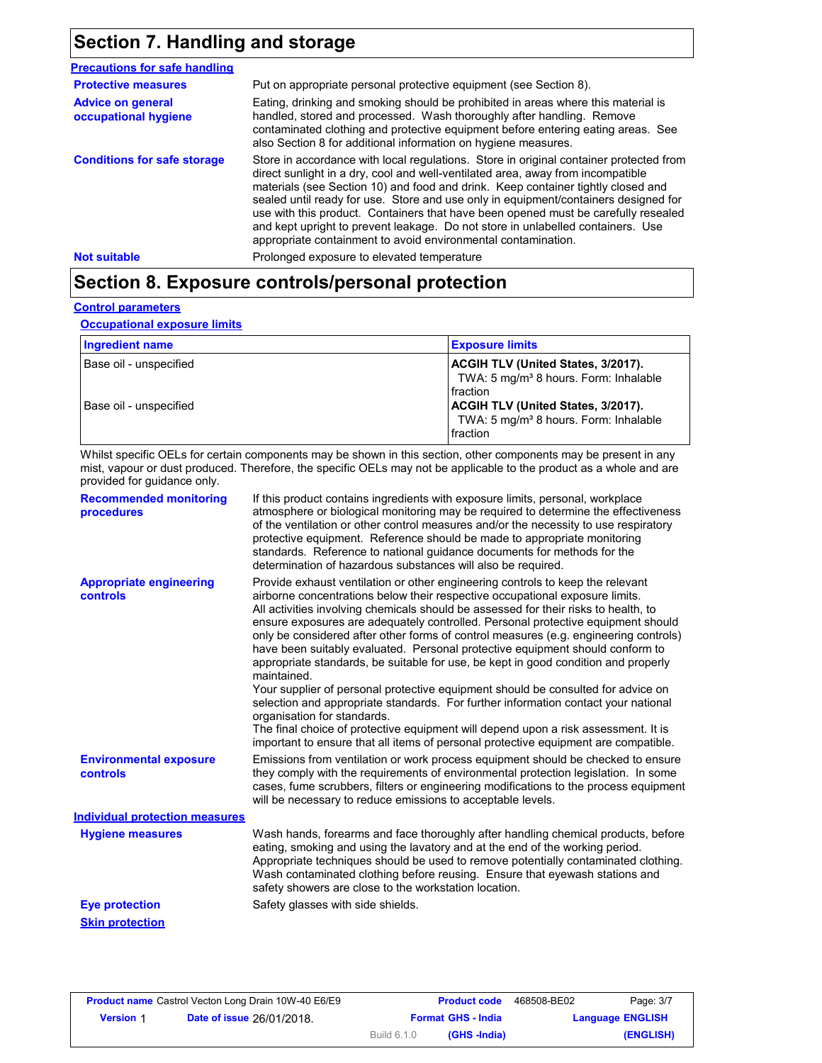## Section 7. Handling and storage

**Precautions for safe handling**

**Protective measures**
Put on appropriate personal protective equipment (see Section 8).

**Advice on general occupational hygiene**
Eating, drinking and smoking should be prohibited in areas where this material is handled, stored and processed. Wash thoroughly after handling. Remove contaminated clothing and protective equipment before entering eating areas. See also Section 8 for additional information on hygiene measures.

**Conditions for safe storage**
Store in accordance with local regulations. Store in original container protected from direct sunlight in a dry, cool and well-ventilated area, away from incompatible materials (see Section 10) and food and drink. Keep container tightly closed and sealed until ready for use. Store and use only in equipment/containers designed for use with this product. Containers that have been opened must be carefully resealed and kept upright to prevent leakage. Do not store in unlabelled containers. Use appropriate containment to avoid environmental contamination.

**Not suitable**
Prolonged exposure to elevated temperature

## Section 8. Exposure controls/personal protection

**Control parameters**

**Occupational exposure limits**

| Ingredient name | Exposure limits |
| --- | --- |
| Base oil - unspecified | **ACGIH TLV (United States, 3/2017).** TWA: 5 mg/m³ 8 hours. Form: Inhalable fraction |
| Base oil - unspecified | **ACGIH TLV (United States, 3/2017).** TWA: 5 mg/m³ 8 hours. Form: Inhalable fraction |

Whilst specific OELs for certain components may be shown in this section, other components may be present in any mist, vapour or dust produced. Therefore, the specific OELs may not be applicable to the product as a whole and are provided for guidance only.

**Recommended monitoring procedures**
If this product contains ingredients with exposure limits, personal, workplace atmosphere or biological monitoring may be required to determine the effectiveness of the ventilation or other control measures and/or the necessity to use respiratory protective equipment. Reference should be made to appropriate monitoring standards. Reference to national guidance documents for methods for the determination of hazardous substances will also be required.

**Appropriate engineering controls**
Provide exhaust ventilation or other engineering controls to keep the relevant airborne concentrations below their respective occupational exposure limits.
All activities involving chemicals should be assessed for their risks to health, to ensure exposures are adequately controlled. Personal protective equipment should only be considered after other forms of control measures (e.g. engineering controls) have been suitably evaluated. Personal protective equipment should conform to appropriate standards, be suitable for use, be kept in good condition and properly maintained.
Your supplier of personal protective equipment should be consulted for advice on selection and appropriate standards. For further information contact your national organisation for standards.
The final choice of protective equipment will depend upon a risk assessment. It is important to ensure that all items of personal protective equipment are compatible.

**Environmental exposure controls**
Emissions from ventilation or work process equipment should be checked to ensure they comply with the requirements of environmental protection legislation. In some cases, fume scrubbers, filters or engineering modifications to the process equipment will be necessary to reduce emissions to acceptable levels.

**Individual protection measures**

**Hygiene measures**
Wash hands, forearms and face thoroughly after handling chemical products, before eating, smoking and using the lavatory and at the end of the working period. Appropriate techniques should be used to remove potentially contaminated clothing. Wash contaminated clothing before reusing. Ensure that eyewash stations and safety showers are close to the workstation location.

**Eye protection**
Safety glasses with side shields.

**Skin protection**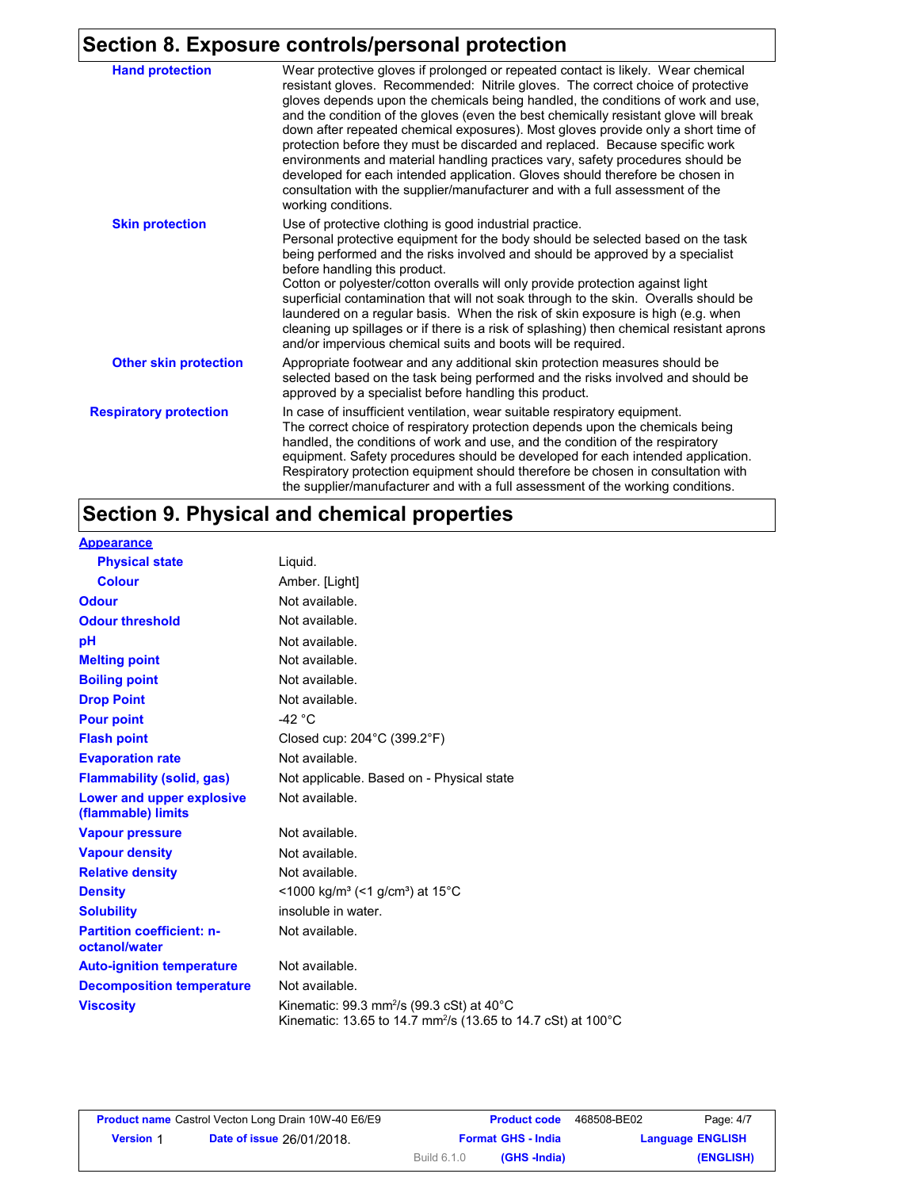## Section 8. Exposure controls/personal protection

| | |
|---|---|
| **Hand protection** | Wear protective gloves if prolonged or repeated contact is likely. Wear chemical resistant gloves. Recommended: Nitrile gloves. The correct choice of protective gloves depends upon the chemicals being handled, the conditions of work and use, and the condition of the gloves (even the best chemically resistant glove will break down after repeated chemical exposures). Most gloves provide only a short time of protection before they must be discarded and replaced. Because specific work environments and material handling practices vary, safety procedures should be developed for each intended application. Gloves should therefore be chosen in consultation with the supplier/manufacturer and with a full assessment of the working conditions. |
| **Skin protection** | Use of protective clothing is good industrial practice.<br>Personal protective equipment for the body should be selected based on the task being performed and the risks involved and should be approved by a specialist before handling this product.<br>Cotton or polyester/cotton overalls will only provide protection against light superficial contamination that will not soak through to the skin. Overalls should be laundered on a regular basis. When the risk of skin exposure is high (e.g. when cleaning up spillages or if there is a risk of splashing) then chemical resistant aprons and/or impervious chemical suits and boots will be required. |
| **Other skin protection** | Appropriate footwear and any additional skin protection measures should be selected based on the task being performed and the risks involved and should be approved by a specialist before handling this product. |
| **Respiratory protection** | In case of insufficient ventilation, wear suitable respiratory equipment.<br>The correct choice of respiratory protection depends upon the chemicals being handled, the conditions of work and use, and the condition of the respiratory equipment. Safety procedures should be developed for each intended application. Respiratory protection equipment should therefore be chosen in consultation with the supplier/manufacturer and with a full assessment of the working conditions. |

## Section 9. Physical and chemical properties

| | |
|---|---|
| **Appearance** | |
| **Physical state** | Liquid. |
| **Colour** | Amber. [Light] |
| **Odour** | Not available. |
| **Odour threshold** | Not available. |
| **pH** | Not available. |
| **Melting point** | Not available. |
| **Boiling point** | Not available. |
| **Drop Point** | Not available. |
| **Pour point** | -42 °C |
| **Flash point** | Closed cup: 204°C (399.2°F) |
| **Evaporation rate** | Not available. |
| **Flammability (solid, gas)** | Not applicable. Based on - Physical state |
| **Lower and upper explosive (flammable) limits** | Not available. |
| **Vapour pressure** | Not available. |
| **Vapour density** | Not available. |
| **Relative density** | Not available. |
| **Density** | <1000 kg/m³ (<1 g/cm³) at 15°C |
| **Solubility** | insoluble in water. |
| **Partition coefficient: n-octanol/water** | Not available. |
| **Auto-ignition temperature** | Not available. |
| **Decomposition temperature** | Not available. |
| **Viscosity** | Kinematic: 99.3 $mm^2/s$ (99.3 cSt) at 40°C<br>Kinematic: 13.65 to 14.7 $mm^2/s$ (13.65 to 14.7 cSt) at 100°C |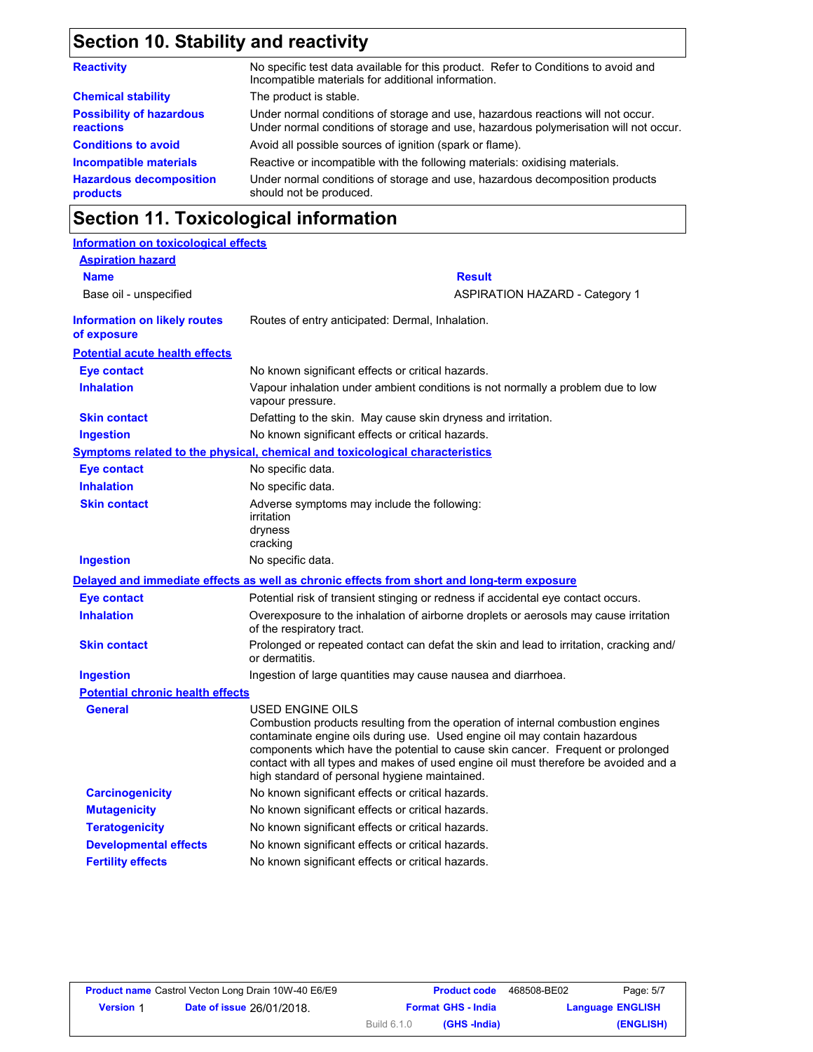## Section 10. Stability and reactivity

| | |
|---|---|
| **Reactivity** | No specific test data available for this product. Refer to Conditions to avoid and Incompatible materials for additional information. |
| **Chemical stability** | The product is stable. |
| **Possibility of hazardous reactions** | Under normal conditions of storage and use, hazardous reactions will not occur. Under normal conditions of storage and use, hazardous polymerisation will not occur. |
| **Conditions to avoid** | Avoid all possible sources of ignition (spark or flame). |
| **Incompatible materials** | Reactive or incompatible with the following materials: oxidising materials. |
| **Hazardous decomposition products** | Under normal conditions of storage and use, hazardous decomposition products should not be produced. |

## Section 11. Toxicological information

**Information on toxicological effects**

**Aspiration hazard**

| Name | Result |
|---|---|
| Base oil - unspecified | ASPIRATION HAZARD - Category 1 |

| | |
|---|---|
| **Information on likely routes of exposure** | Routes of entry anticipated: Dermal, Inhalation. |

**Potential acute health effects**

| | |
|---|---|
| **Eye contact** | No known significant effects or critical hazards. |
| **Inhalation** | Vapour inhalation under ambient conditions is not normally a problem due to low vapour pressure. |
| **Skin contact** | Defatting to the skin. May cause skin dryness and irritation. |
| **Ingestion** | No known significant effects or critical hazards. |

**Symptoms related to the physical, chemical and toxicological characteristics**

| | |
|---|---|
| **Eye contact** | No specific data. |
| **Inhalation** | No specific data. |
| **Skin contact** | Adverse symptoms may include the following:<br>irritation<br>dryness<br>cracking |
| **Ingestion** | No specific data. |

**Delayed and immediate effects as well as chronic effects from short and long-term exposure**

| | |
|---|---|
| **Eye contact** | Potential risk of transient stinging or redness if accidental eye contact occurs. |
| **Inhalation** | Overexposure to the inhalation of airborne droplets or aerosols may cause irritation of the respiratory tract. |
| **Skin contact** | Prolonged or repeated contact can defat the skin and lead to irritation, cracking and/ or dermatitis. |
| **Ingestion** | Ingestion of large quantities may cause nausea and diarrhoea. |

**Potential chronic health effects**

| | |
|---|---|
| **General** | USED ENGINE OILS<br>Combustion products resulting from the operation of internal combustion engines contaminate engine oils during use. Used engine oil may contain hazardous components which have the potential to cause skin cancer. Frequent or prolonged contact with all types and makes of used engine oil must therefore be avoided and a high standard of personal hygiene maintained. |
| **Carcinogenicity** | No known significant effects or critical hazards. |
| **Mutagenicity** | No known significant effects or critical hazards. |
| **Teratogenicity** | No known significant effects or critical hazards. |
| **Developmental effects** | No known significant effects or critical hazards. |
| **Fertility effects** | No known significant effects or critical hazards. |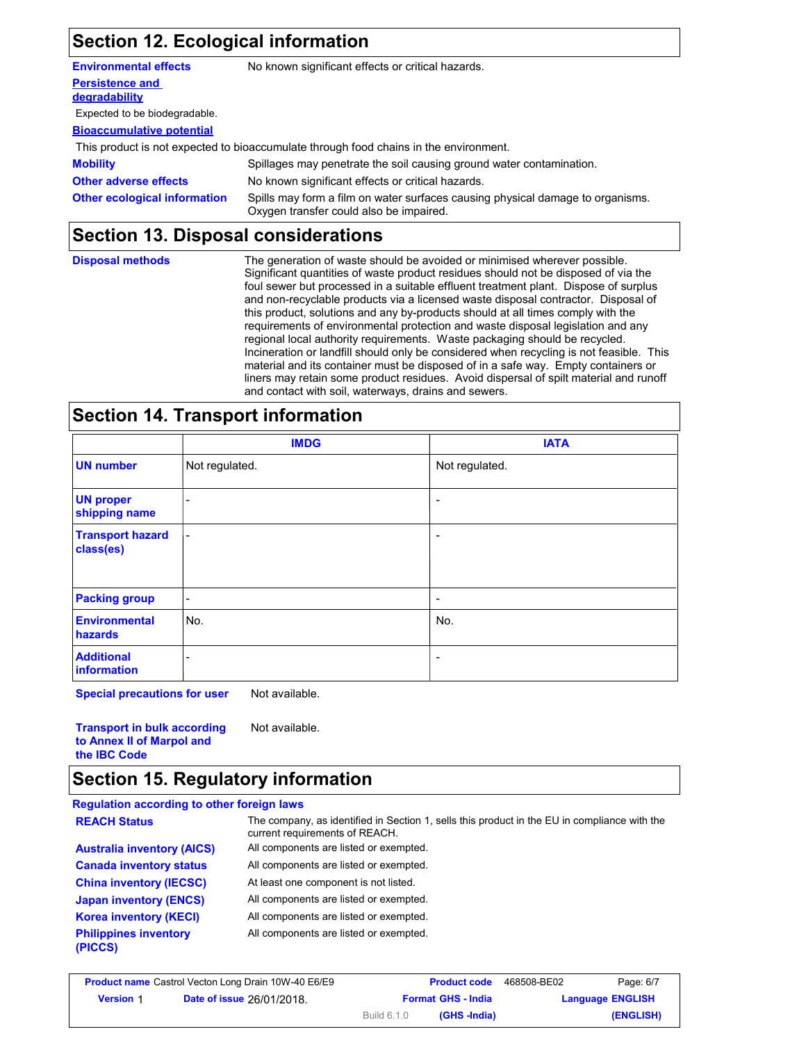## Section 12. Ecological information

**Environmental effects** No known significant effects or critical hazards.

**Persistence and degradability**

Expected to be biodegradable.

**Bioaccumulative potential**

This product is not expected to bioaccumulate through food chains in the environment.

**Mobility** Spillages may penetrate the soil causing ground water contamination.

**Other adverse effects** No known significant effects or critical hazards.

**Other ecological information** Spills may form a film on water surfaces causing physical damage to organisms. Oxygen transfer could also be impaired.

## Section 13. Disposal considerations

**Disposal methods** The generation of waste should be avoided or minimised wherever possible. Significant quantities of waste product residues should not be disposed of via the foul sewer but processed in a suitable effluent treatment plant. Dispose of surplus and non-recyclable products via a licensed waste disposal contractor. Disposal of this product, solutions and any by-products should at all times comply with the requirements of environmental protection and waste disposal legislation and any regional local authority requirements. Waste packaging should be recycled. Incineration or landfill should only be considered when recycling is not feasible. This material and its container must be disposed of in a safe way. Empty containers or liners may retain some product residues. Avoid dispersal of spilt material and runoff and contact with soil, waterways, drains and sewers.

## Section 14. Transport information

| | IMDG | IATA |
|---|---|---|
| **UN number** | Not regulated. | Not regulated. |
| **UN proper shipping name** | - | - |
| **Transport hazard class(es)** | - | - |
| **Packing group** | - | - |
| **Environmental hazards** | No. | No. |
| **Additional information** | - | - |

**Special precautions for user** Not available.

**Transport in bulk according to Annex II of Marpol and the IBC Code** Not available.

## Section 15. Regulatory information

**Regulation according to other foreign laws**

**REACH Status** The company, as identified in Section 1, sells this product in the EU in compliance with the current requirements of REACH.

**Australia inventory (AICS)** All components are listed or exempted.

**Canada inventory status** All components are listed or exempted.

**China inventory (IECSC)** At least one component is not listed.

**Japan inventory (ENCS)** All components are listed or exempted.

**Korea inventory (KECI)** All components are listed or exempted.

**Philippines inventory (PICCS)** All components are listed or exempted.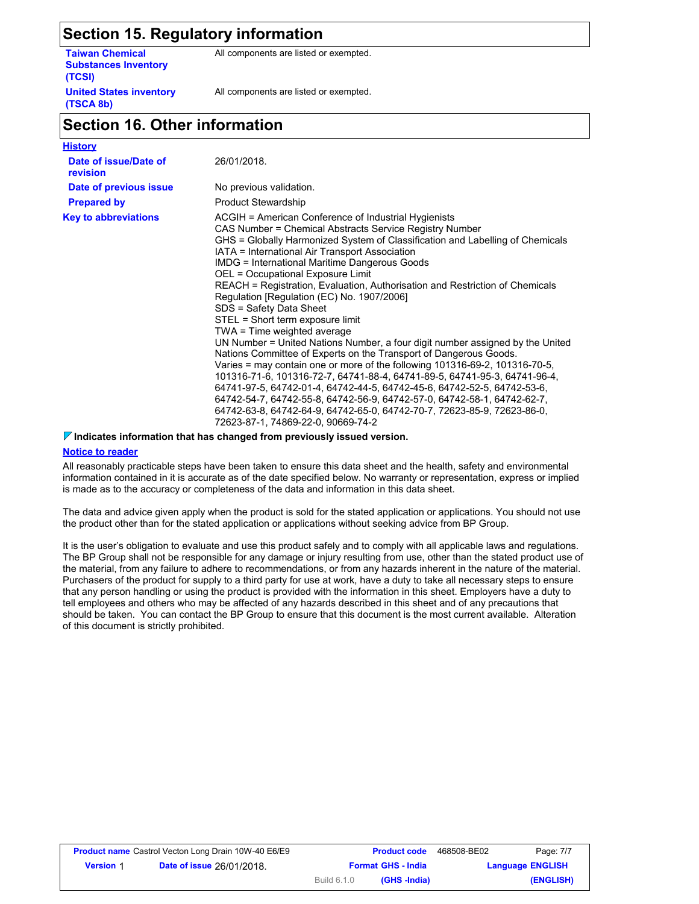## Section 15. Regulatory information

| | |
|---|---|
| **Taiwan Chemical Substances Inventory (TCSI)** | All components are listed or exempted. |
| **United States inventory (TSCA 8b)** | All components are listed or exempted. |

## Section 16. Other information

**History**

| | |
|---|---|
| **Date of issue/Date of revision** | 26/01/2018. |
| **Date of previous issue** | No previous validation. |
| **Prepared by** | Product Stewardship |
| **Key to abbreviations** | ACGIH = American Conference of Industrial Hygienists<br>CAS Number = Chemical Abstracts Service Registry Number<br>GHS = Globally Harmonized System of Classification and Labelling of Chemicals<br>IATA = International Air Transport Association<br>IMDG = International Maritime Dangerous Goods<br>OEL = Occupational Exposure Limit<br>REACH = Registration, Evaluation, Authorisation and Restriction of Chemicals Regulation [Regulation (EC) No. 1907/2006]<br>SDS = Safety Data Sheet<br>STEL = Short term exposure limit<br>TWA = Time weighted average<br>UN Number = United Nations Number, a four digit number assigned by the United Nations Committee of Experts on the Transport of Dangerous Goods.<br>Varies = may contain one or more of the following 101316-69-2, 101316-70-5, 101316-71-6, 101316-72-7, 64741-88-4, 64741-89-5, 64741-95-3, 64741-96-4, 64741-97-5, 64742-01-4, 64742-44-5, 64742-45-6, 64742-52-5, 64742-53-6, 64742-54-7, 64742-55-8, 64742-56-9, 64742-57-0, 64742-58-1, 64742-62-7, 64742-63-8, 64742-64-9, 64742-65-0, 64742-70-7, 72623-85-9, 72623-86-0, 72623-87-1, 74869-22-0, 90669-74-2 |

**Indicates information that has changed from previously issued version.**

**Notice to reader**

All reasonably practicable steps have been taken to ensure this data sheet and the health, safety and environmental information contained in it is accurate as of the date specified below. No warranty or representation, express or implied is made as to the accuracy or completeness of the data and information in this data sheet.

The data and advice given apply when the product is sold for the stated application or applications. You should not use the product other than for the stated application or applications without seeking advice from BP Group.

It is the user's obligation to evaluate and use this product safely and to comply with all applicable laws and regulations. The BP Group shall not be responsible for any damage or injury resulting from use, other than the stated product use of the material, from any failure to adhere to recommendations, or from any hazards inherent in the nature of the material. Purchasers of the product for supply to a third party for use at work, have a duty to take all necessary steps to ensure that any person handling or using the product is provided with the information in this sheet. Employers have a duty to tell employees and others who may be affected of any hazards described in this sheet and of any precautions that should be taken. You can contact the BP Group to ensure that this document is the most current available. Alteration of this document is strictly prohibited.